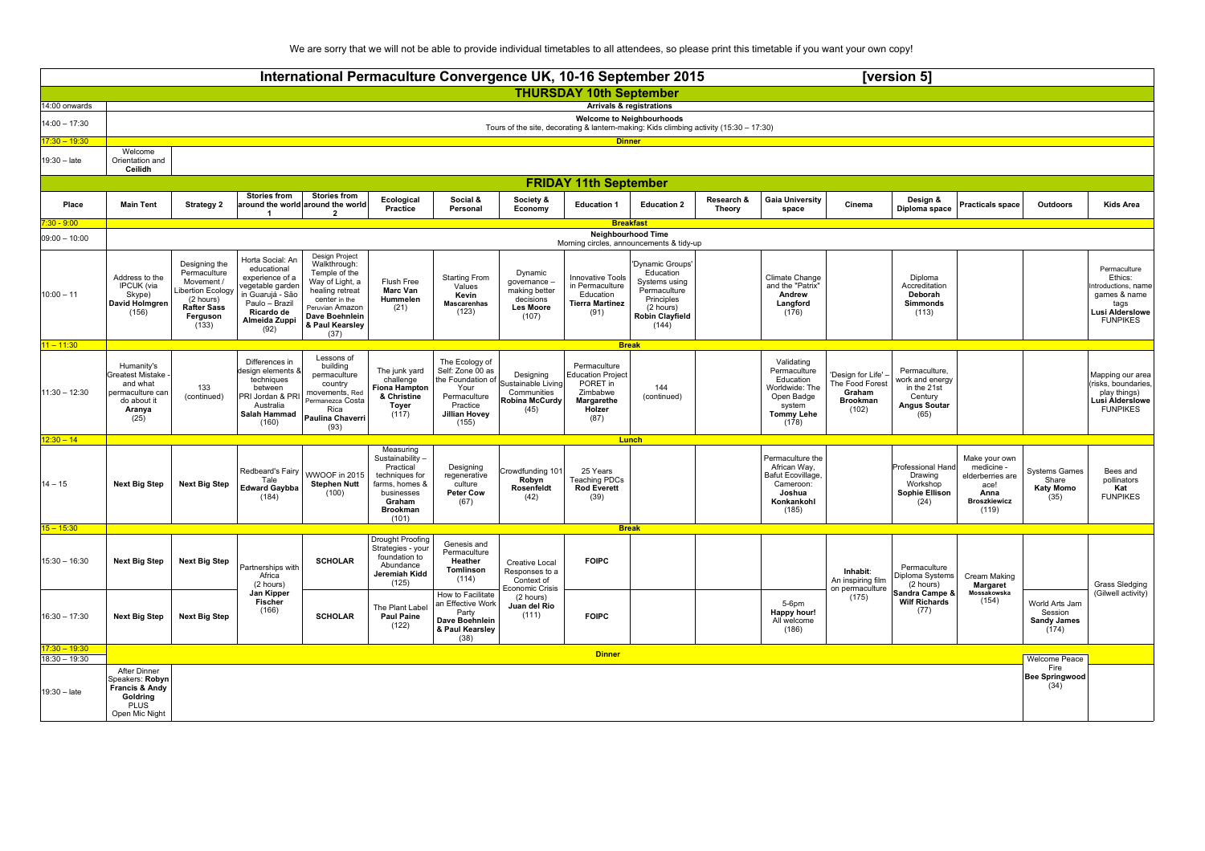We are sorry that we will not be able to provide individual timetables to all attendees, so please print this timetable if you want your own copy!

# International Permaculture Convergence UK, 10-16 September 2015 [version 5]

## THURSDAY 10th September

| Time | |
|---|---|
| 14:00 onwards | **Arrivals & registrations** |
| 14:00 – 17:30 | **Welcome to Neighbourhoods** Tours of the site, decorating & lantern-making: Kids climbing activity (15:30 – 17:30) |
| 17:30 – 19:30 | **Dinner** |
| 19:30 – late | Welcome Orientation and **Ceilidh** |

## FRIDAY 11th September

| Place | Main Tent | Strategy 2 | Stories from around the world 1 | Stories from around the world 2 | Ecological Practice | Social & Personal | Society & Economy | Education 1 | Education 2 | Research & Theory | Gaia University space | Cinema | Design & Diploma space | Practicals space | Outdoors | Kids Area |
|---|---|---|---|---|---|---|---|---|---|---|---|---|---|---|---|---|
| 7:30 - 9:00 | **Breakfast** | | | | | | | | | | | | | | | |
| 09:00 – 10:00 | **Neighbourhood Time** Morning circles, announcements & tidy-up | | | | | | | | | | | | | | | |
| 10:00 – 11 | Address to the IPCUK (via Skype) **David Holmgren** (156) | Designing the Permaculture Movement / Libertion Ecology (2 hours) **Rafter Sass Ferguson** (133) | Horta Social: An educational experience of a vegetable garden in Guarujá - São Paulo – Brazil **Ricardo de Almeida Zuppi** (92) | Design Project Walkthrough: Temple of the Way of Light, a healing retreat center in the Peruvian Amazon **Dave Boehnlein & Paul Kearsley** (37) | Flush Free **Marc Van Hummelen** (21) | Starting From Values **Kevin Mascarenhas** (123) | Dynamic governance – making better decisions **Les Moore** (107) | Innovative Tools in Permaculture Education **Tierra Martinez** (91) | 'Dynamic Groups' Education Systems using Permaculture Principles (2 hours) **Robin Clayfield** (144) | | Climate Change and the "Patrix" **Andrew Langford** (176) | | Diploma Accreditation **Deborah Simmonds** (113) | | | Permaculture Ethics: Introductions, name games & name tags **Lusi Alderslowe** FUNPIKES |
| 11 – 11:30 | **Break** | | | | | | | | | | | | | | | |
| 11:30 – 12:30 | Humanity's Greatest Mistake - and what permaculture can do about it **Aranya** (25) | 133 (continued) | Differences in design elements & techniques between PRI Jordan & PRI Australia **Salah Hammad** (160) | Lessons of building permaculture country movements, Red Permanezca Costa Rica **Paulina Chaverri** (93) | The junk yard challenge **Fiona Hampton & Christine Toyer** (117) | The Ecology of Self: Zone 00 as the Foundation of Your Permaculture Practice **Jillian Hovey** (155) | Designing Sustainable Living Communities **Robina McCurdy** (45) | Permaculture Education Project PORET in Zimbabwe **Margarethe Holzer** (87) | 144 (continued) | | Validating Permaculture Education Worldwide: The Open Badge system **Tommy Lehe** (178) | 'Design for Life' – The Food Forest **Graham Brookman** (102) | Permaculture, work and energy in the 21st Century **Angus Soutar** (65) | | | Mapping our area (risks, boundaries, play things) **Lusi Alderslowe** FUNPIKES |
| 12:30 – 14 | **Lunch** | | | | | | | | | | | | | | | |
| 14 – 15 | **Next Big Step** | **Next Big Step** | Redbeard's Fairy Tale **Edward Gaybba** (184) | WWOOF in 2015 **Stephen Nutt** (100) | Measuring Sustainability – Practical techniques for farms, homes & businesses **Graham Brookman** (101) | Designing regenerative culture **Peter Cow** (67) | Crowdfunding 101 **Robyn Rosenfeldt** (42) | 25 Years Teaching PDCs **Rod Everett** (39) | | | Permaculture the African Way, Bafut Ecovillage, Cameroon: **Joshua Konkankohl** (185) | | Professional Hand Drawing Workshop **Sophie Ellison** (24) | Make your own medicine - elderberries are ace! **Anna Broszkiewicz** (119) | Systems Games Share **Katy Momo** (35) | Bees and pollinators **Kat** FUNPIKES |
| 15 – 15:30 | **Break** | | | | | | | | | | | | | | | |
| 15:30 – 16:30 | **Next Big Step** | **Next Big Step** | Partnerships with Africa (2 hours) **Jan Kipper Fischer** (166) | **SCHOLAR** | Drought Proofing Strategies - your foundation to Abundance **Jeremiah Kidd** (125) | Genesis and Permaculture **Heather Tomlinson** (114) | Creative Local Responses to a Context of Economic Crisis (2 hours) **Juan del Rio** (111) | **FOIPC** | | | | **Inhabit**: An inspiring film on permaculture (175) | Permaculture Diploma Systems (2 hours) **Sandra Campe & Wilf Richards** (77) | Cream Making **Margaret Mossakowska** (154) | | Grass Sledging (Gilwell activity) |
| 16:30 – 17:30 | **Next Big Step** | **Next Big Step** | | **SCHOLAR** | The Plant Label **Paul Paine** (122) | How to Facilitate an Effective Work Party **Dave Boehnlein & Paul Kearsley** (38) | | **FOIPC** | | | 5-6pm **Happy hour!** All welcome (186) | | | | World Arts Jam Session **Sandy James** (174) | |
| 17:30 – 19:30 / 18:30 – 19:30 | **Dinner** | | | | | | | | | | | | | | Welcome Peace Fire **Bee Springwood** (34) | |
| 19:30 – late | After Dinner Speakers: **Robyn Francis & Andy Goldring** PLUS Open Mic Night | | | | | | | | | | | | | | | |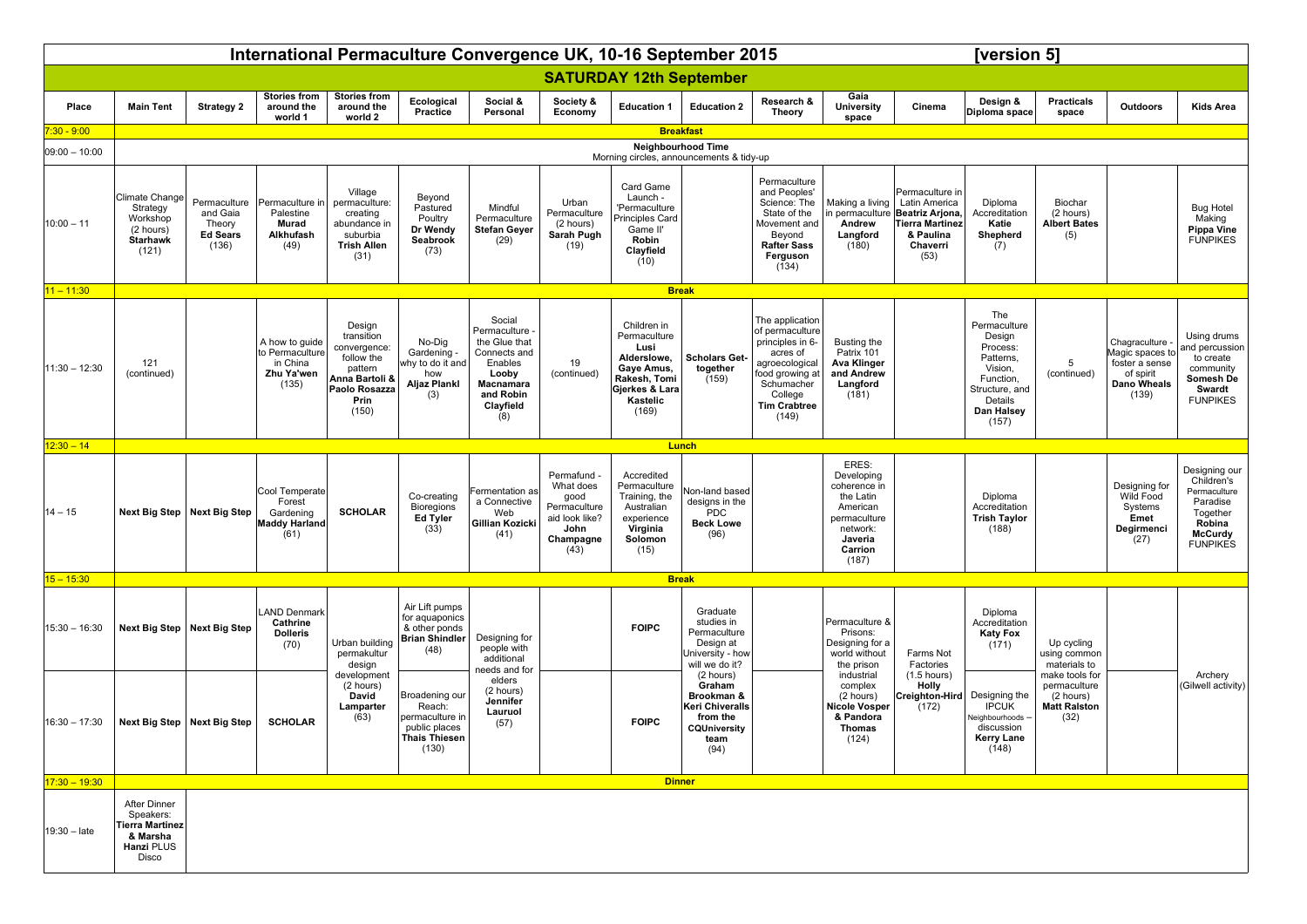# International Permaculture Convergence UK, 10-16 September 2015 [version 5]

## SATURDAY 12th September

| Place | Main Tent | Strategy 2 | Stories from around the world 1 | Stories from around the world 2 | Ecological Practice | Social & Personal | Society & Economy | Education 1 | Education 2 | Research & Theory | Gaia University space | Cinema | Design & Diploma space | Practicals space | Outdoors | Kids Area |
|---|---|---|---|---|---|---|---|---|---|---|---|---|---|---|---|---|
| 7:30 - 9:00 | **Breakfast** | | | | | | | | | | | | | | | |
| 09:00 – 10:00 | **Neighbourhood Time** Morning circles, announcements & tidy-up | | | | | | | | | | | | | | | |
| 10:00 – 11 | Climate Change Strategy Workshop (2 hours) **Starhawk** (121) | Permaculture and Gaia Theory **Ed Sears** (136) | Permaculture in Palestine **Murad Alkhufash** (49) | Village permaculture: creating abundance in suburbia **Trish Allen** (31) | Beyond Pastured Poultry **Dr Wendy Seabrook** (73) | Mindful Permaculture **Stefan Geyer** (29) | Urban Permaculture (2 hours) **Sarah Pugh** (19) | Card Game Launch - 'Permaculture Principles Card Game II' **Robin Clayfield** (10) | | Permaculture and Peoples' Science: The State of the Movement and Beyond **Rafter Sass Ferguson** (134) | Making a living in permaculture **Andrew Langford** (180) | Permaculture in Latin America **Beatriz Arjona, Tierra Martinez & Paulina Chaverri** (53) | Diploma Accreditation **Katie Shepherd** (7) | Biochar (2 hours) **Albert Bates** (5) | | Bug Hotel Making **Pippa Vine** **FUNPIKES** |
| 11 – 11:30 | **Break** | | | | | | | | | | | | | | | |
| 11:30 – 12:30 | 121 (continued) | | A how to guide to Permaculture in China **Zhu Ya'wen** (135) | Design transition convergence: follow the pattern **Anna Bartoli & Paolo Rosazza Prin** (150) | No-Dig Gardening - why to do it and how **Aljaz Plankl** (3) | Social Permaculture - the Glue that Connects and Enables **Looby Macnamara and Robin Clayfield** (8) | 19 (continued) | Children in Permaculture **Lusi Alderslowe, Gaye Amus, Rakesh, Tomi Gjerkes & Lara Kastelic** (169) | **Scholars Get-together** (159) | The application of permaculture principles in 6-acres of agroecological food growing at Schumacher College **Tim Crabtree** (149) | Busting the Patrix 101 **Ava Klinger and Andrew Langford** (181) | | The Permaculture Design Process: Patterns, Vision, Function, Structure, and Details **Dan Halsey** (157) | 5 (continued) | Chagraculture - Magic spaces to foster a sense of spirit **Dano Wheals** (139) | Using drums and percussion to create community **Somesh De Swardt** **FUNPIKES** |
| 12:30 – 14 | **Lunch** | | | | | | | | | | | | | | | |
| 14 – 15 | **Next Big Step** | **Next Big Step** | Cool Temperate Forest Gardening **Maddy Harland** (61) | **SCHOLAR** | Co-creating Bioregions **Ed Tyler** (33) | Fermentation as a Connective Web **Gillian Kozicki** (41) | Permafund - What does good Permaculture aid look like? **John Champagne** (43) | Accredited Permaculture Training, the Australian experience **Virginia Solomon** (15) | Non-land based designs in the PDC **Beck Lowe** (96) | | ERES: Developing coherence in the Latin American permaculture network: **Javeria Carrion** (187) | | Diploma Accreditation **Trish Taylor** (188) | | Designing for Wild Food Systems **Emet Degirmenci** (27) | Designing our Children's Permaculture Paradise Together **Robina McCurdy** **FUNPIKES** |
| 15 – 15:30 | **Break** | | | | | | | | | | | | | | | |
| 15:30 – 16:30 | **Next Big Step** | **Next Big Step** | LAND Denmark **Cathrine Dolleris** (70) | Urban building permakultur design development (2 hours) **David Lamparter** (63) | Air Lift pumps for aquaponics & other ponds **Brian Shindler** (48) | Designing for people with additional needs and for elders (2 hours) **Jennifer Lauruol** (57) | | **FOIPC** | Graduate studies in Permaculture Design at University - how will we do it? (2 hours) **Graham Brookman & Keri Chiveralls from the CQUniversity team** (94) | | Permaculture & Prisons: Designing for a world without the prison industrial complex (2 hours) **Nicole Vosper & Pandora Thomas** (124) | Farms Not Factories (1.5 hours) **Holly Creighton-Hird** (172) | Diploma Accreditation **Katy Fox** (171) | Up cycling using common materials to make tools for permaculture (2 hours) **Matt Ralston** (32) | | Archery (Gilwell activity) |
| 16:30 – 17:30 | **Next Big Step** | **Next Big Step** | **SCHOLAR** | | Broadening our Reach: permaculture in public places **Thais Thiesen** (130) | | | **FOIPC** | | | | | Designing the IPCUK Neighbourhoods – discussion **Kerry Lane** (148) | | | |
| 17:30 – 19:30 | **Dinner** | | | | | | | | | | | | | | | |
| 19:30 – late | After Dinner Speakers: **Tierra Martinez & Marsha Hanzi** PLUS Disco | | | | | | | | | | | | | | | |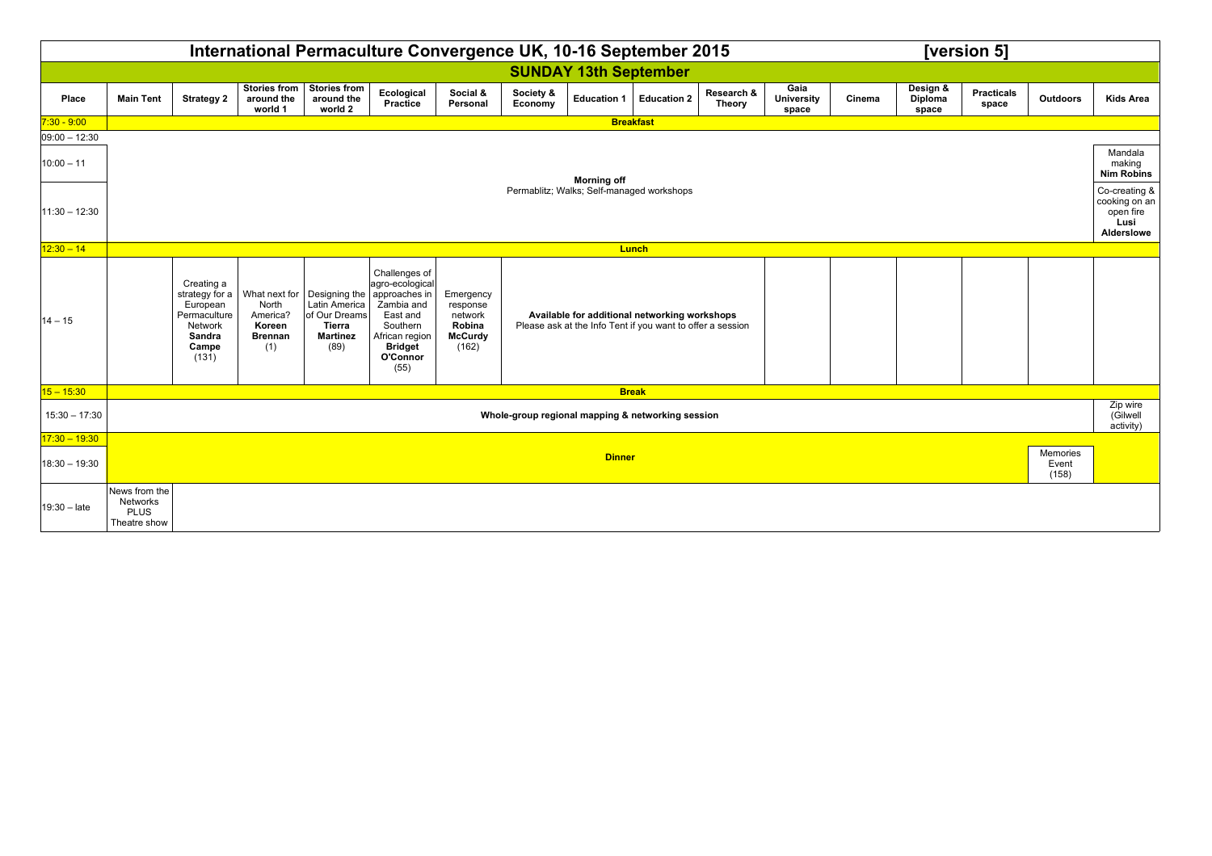# International Permaculture Convergence UK, 10-16 September 2015 [version 5]

## SUNDAY 13th September

| Place | Main Tent | Strategy 2 | Stories from around the world 1 | Stories from around the world 2 | Ecological Practice | Social & Personal | Society & Economy | Education 1 | Education 2 | Research & Theory | Gaia University space | Cinema | Design & Diploma space | Practicals space | Outdoors | Kids Area |
|---|---|---|---|---|---|---|---|---|---|---|---|---|---|---|---|---|
| 7:30 - 9:00 | **Breakfast** | | | | | | | | | | | | | | | |
| 09:00 – 12:30 | | | | | | | | | | | | | | | | |
| 10:00 – 11 | **Morning off** Permablitz; Walks; Self-managed workshops | | | | | | | | | | | | | | | Mandala making **Nim Robins** |
| 11:30 – 12:30 | | | | | | | | | | | | | | | | Co-creating & cooking on an open fire **Lusi Alderslowe** |
| 12:30 – 14 | **Lunch** | | | | | | | | | | | | | | | |
| 14 – 15 | | Creating a strategy for a European Permaculture Network **Sandra Campe** (131) | What next for North America? **Koreen Brennan** (1) | Designing the Latin America of Our Dreams **Tierra Martinez** (89) | Challenges of agro-ecological approaches in Zambia and East and Southern African region **Bridget O'Connor** (55) | Emergency response network **Robina McCurdy** (162) | **Available for additional networking workshops** Please ask at the Info Tent if you want to offer a session | | | | | | | | | |
| 15 – 15:30 | **Break** | | | | | | | | | | | | | | | |
| 15:30 – 17:30 | **Whole-group regional mapping & networking session** | | | | | | | | | | | | | | | Zip wire (Gilwell activity) |
| 17:30 – 19:30 | **Dinner** | | | | | | | | | | | | | | | |
| 18:30 – 19:30 | | | | | | | | | | | | | | | Memories Event (158) | |
| 19:30 – late | News from the Networks PLUS Theatre show | | | | | | | | | | | | | | | |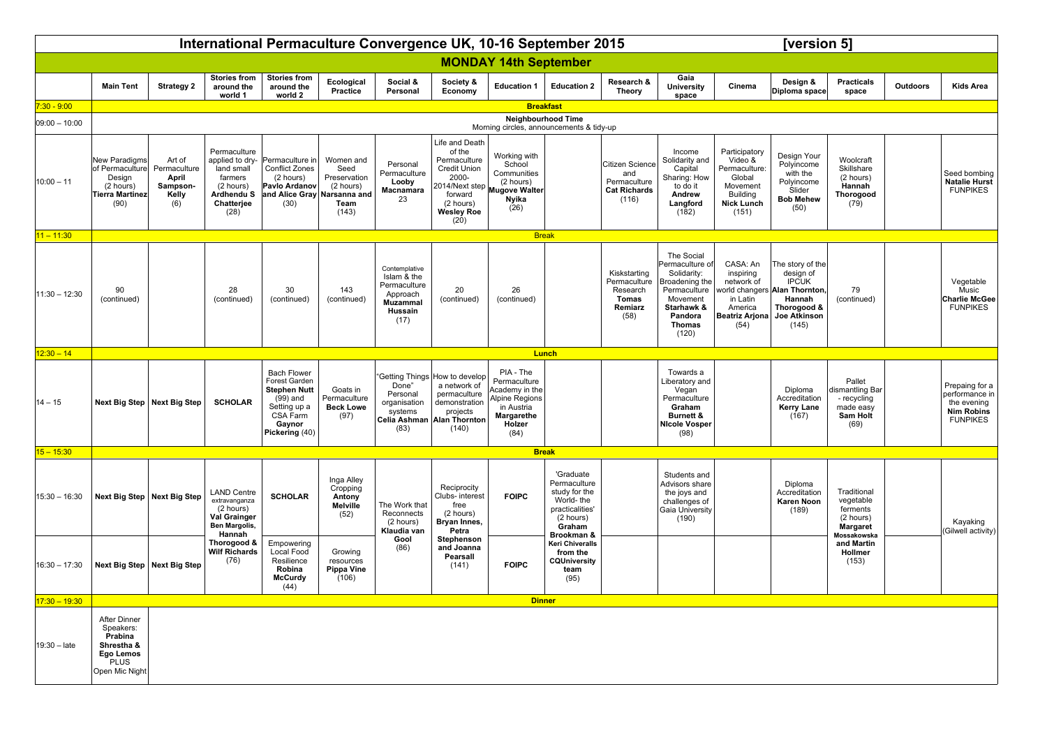# International Permaculture Convergence UK, 10-16 September 2015 [version 5]

## MONDAY 14th September

| | Main Tent | Strategy 2 | Stories from around the world 1 | Stories from around the world 2 | Ecological Practice | Social & Personal | Society & Economy | Education 1 | Education 2 | Research & Theory | Gaia University space | Cinema | Design & Diploma space | Practicals space | Outdoors | Kids Area |
|---|---|---|---|---|---|---|---|---|---|---|---|---|---|---|---|---|
| 7:30 - 9:00 | Breakfast | | | | | | | | | | | | | | | |
| 09:00 – 10:00 | Neighbourhood Time – Morning circles, announcements & tidy-up | | | | | | | | | | | | | | | |
| 10:00 – 11 | New Paradigms of Permaculture Design (2 hours) **Tierra Martinez** (90) | Art of Permaculture **April Sampson-Kelly** (6) | Permaculture applied to dry-land small farmers (2 hours) **Ardhendu S Chatterjee** (28) | Permaculture in Conflict Zones (2 hours) **Pavlo Ardanov and Alice Gray** (30) | Women and Seed Preservation (2 hours) **Narsanna and Team** (143) | Personal Permaculture **Looby Macnamara** 23 | Life and Death of the Permaculture Credit Union 2000-2014/Next step forward (2 hours) **Wesley Roe** (20) | Working with School Communities (2 hours) **Mugove Walter Nyika** (26) | | Citizen Science and Permaculture **Cat Richards** (116) | Income Solidarity and Capital Sharing: How to do it **Andrew Langford** (182) | Participatory Video & Permaculture: Global Movement Building **Nick Lunch** (151) | Design Your Polyincome with the Polyincome Slider **Bob Mehew** (50) | Woolcraft Skillshare (2 hours) **Hannah Thorogood** (79) | | Seed bombing **Natalie Hurst** FUNPIKES |
| 11 – 11:30 | Break | | | | | | | | | | | | | | | |
| 11:30 – 12:30 | 90 (continued) | | 28 (continued) | 30 (continued) | 143 (continued) | Contemplative Islam & the Permaculture Approach **Muzammal Hussain** (17) | 20 (continued) | 26 (continued) | | Kiskstarting Permaculture Research **Tomas Remiarz** (58) | The Social Permaculture of Solidarity: Broadening the Permaculture Movement **Starhawk & Pandora Thomas** (120) | CASA: An inspiring network of world changers in Latin America **Beatriz Arjona** (54) | The story of the design of the IPCUK **Alan Thornton, Hannah Thorogood & Joe Atkinson** (145) | 79 (continued) | | Vegetable Music **Charlie McGee** FUNPIKES |
| 12:30 – 14 | Lunch | | | | | | | | | | | | | | | |
| 14 – 15 | **Next Big Step** | **Next Big Step** | **SCHOLAR** | Bach Flower Forest Garden **Stephen Nutt** (99) and Setting up a CSA Farm **Gaynor Pickering** (40) | Goats in Permaculture **Beck Lowe** (97) | "Getting Things Done" Personal organisation systems **Celia Ashman** (83) | How to develop a network of permaculture demonstration projects **Alan Thornton** (140) | PIA - The Permaculture Academy in the Alpine Regions in Austria **Margarethe Holzer** (84) | | | Towards a Liberatory and Vegan Permaculture **Graham Burnett & NIcole Vosper** (98) | | Diploma Accreditation **Kerry Lane** (167) | Pallet dismantling Bar - recycling made easy **Sam Holt** (69) | | Prepaing for a performance in the evening **Nim Robins** FUNPIKES |
| 15 – 15:30 | Break | | | | | | | | | | | | | | | |
| 15:30 – 16:30 | **Next Big Step** | **Next Big Step** | LAND Centre extravaganza (2 hours) **Val Grainger Ben Margolis, Hannah Thorogood & Wilf Richards** (76) | **SCHOLAR** | Inga Alley Cropping **Antony Melville** (52) | The Work that Reconnects (2 hours) **Klaudia van Gool** (86) | Reciprocity Clubs- interest free (2 hours) **Bryan Innes, Petra Stephenson and Joanna Pearsall** (141) | **FOIPC** | 'Graduate Permaculture study for the World- the practicalities' (2 hours) **Graham Brookman & Keri Chiveralls from the CQUniversity team** (95) | | Students and Advisors share the joys and challenges of Gaia University (190) | | Diploma Accreditation **Karen Noon** (189) | Traditional vegetable ferments (2 hours) **Margaret Mossakowska and Martin Hollmer** (153) | | Kayaking (Gilwell activity) |
| 16:30 – 17:30 | **Next Big Step** | **Next Big Step** | | Empowering Local Food Resilience **Robina McCurdy** (44) | Growing resources **Pippa Vine** (106) | | | **FOIPC** | | | | | | | | |
| 17:30 – 19:30 | Dinner | | | | | | | | | | | | | | | |
| 19:30 – late | After Dinner Speakers: **Prabina Shrestha & Ego Lemos** PLUS Open Mic Night | | | | | | | | | | | | | | | |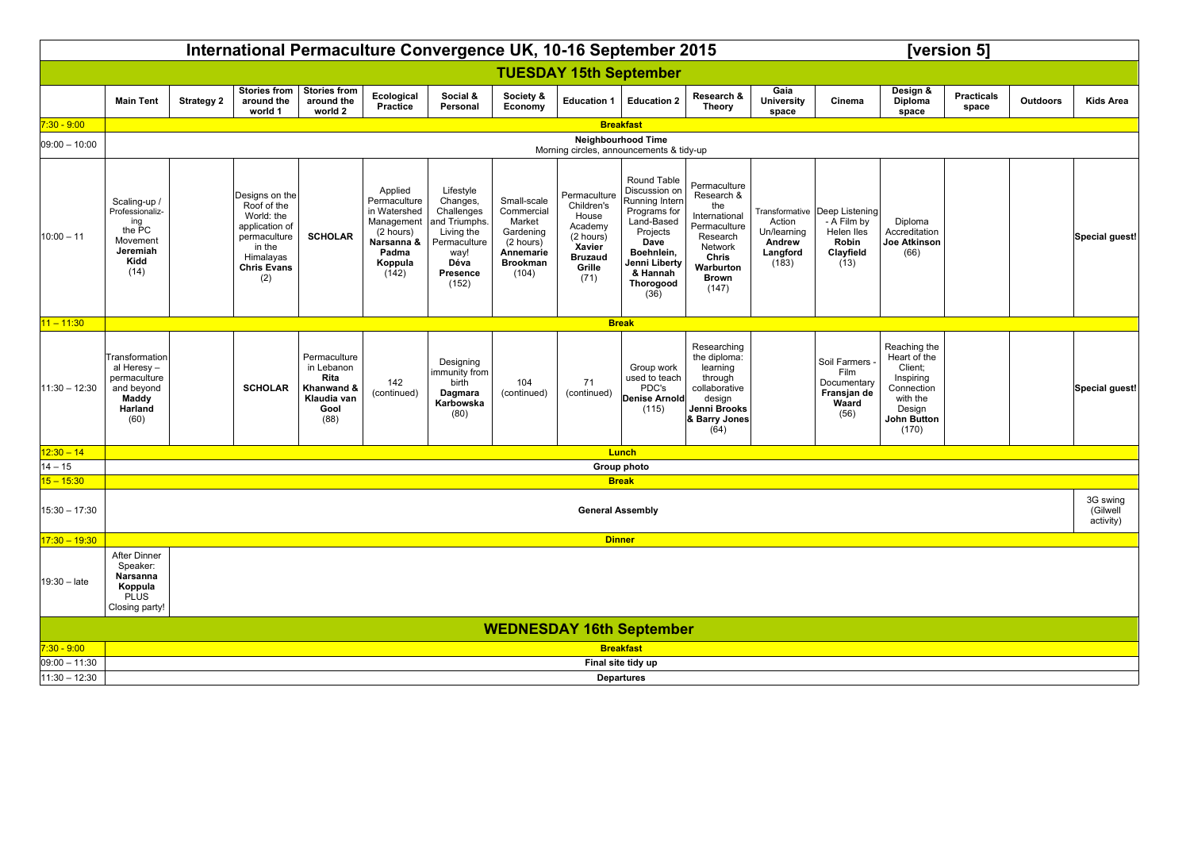# International Permaculture Convergence UK, 10-16 September 2015 [version 5]

## TUESDAY 15th September

| | Main Tent | Strategy 2 | Stories from around the world 1 | Stories from around the world 2 | Ecological Practice | Social & Personal | Society & Economy | Education 1 | Education 2 | Research & Theory | Gaia University space | Cinema | Design & Diploma space | Practicals space | Outdoors | Kids Area |
|---|---|---|---|---|---|---|---|---|---|---|---|---|---|---|---|---|
| 7:30 - 9:00 | **Breakfast** | | | | | | | | | | | | | | | |
| 09:00 – 10:00 | **Neighbourhood Time** Morning circles, announcements & tidy-up | | | | | | | | | | | | | | | |
| 10:00 – 11 | Scaling-up / Professionalizing the PC Movement **Jeremiah Kidd** (14) | | Designs on the Roof of the World: the application of permaculture in the Himalayas **Chris Evans** (2) | **SCHOLAR** | Applied Permaculture in Watershed Management (2 hours) **Narsanna & Padma Koppula** (142) | Lifestyle Changes, Challenges and Triumphs. Living the Permaculture way! **Déva Presence** (152) | Small-scale Commercial Market Gardening (2 hours) **Annemarie Brookman** (104) | Permaculture Children's House Academy (2 hours) **Xavier Bruzaud Grille** (71) | Round Table Discussion on Running Intern Programs for Land-Based Projects **Dave Boehnlein, Jenni Liberty & Hannah Thorogood** (36) | Permaculture Research & the International Permaculture Research Network **Chris Warburton Brown** (147) | Transformative Action Un/learning **Andrew Langford** (183) | Deep Listening - A Film by Helen Iles **Robin Clayfield** (13) | Diploma Accreditation **Joe Atkinson** (66) | | | **Special guest!** |
| 11 – 11:30 | **Break** | | | | | | | | | | | | | | | |
| 11:30 – 12:30 | Transformational Heresy – permaculture and beyond **Maddy Harland** (60) | | **SCHOLAR** | Permaculture in Lebanon **Rita Khanwand & Klaudia van Gool** (88) | 142 (continued) | Designing immunity from birth **Dagmara Karbowska** (80) | 104 (continued) | 71 (continued) | Group work used to teach PDC's **Denise Arnold** (115) | Researching the diploma: learning through collaborative design **Jenni Brooks & Barry Jones** (64) | | Soil Farmers - Film Documentary **Fransjan de Waard** (56) | Reaching the Heart of the Client; Inspiring Connection with the Design **John Button** (170) | | | **Special guest!** |
| 12:30 – 14 | **Lunch** | | | | | | | | | | | | | | | |
| 14 – 15 | **Group photo** | | | | | | | | | | | | | | | |
| 15 – 15:30 | **Break** | | | | | | | | | | | | | | | |
| 15:30 – 17:30 | **General Assembly** | | | | | | | | | | | | | | | 3G swing (Gilwell activity) |
| 17:30 – 19:30 | **Dinner** | | | | | | | | | | | | | | | |
| 19:30 – late | After Dinner Speaker: **Narsanna Koppula** PLUS Closing party! | | | | | | | | | | | | | | | |

## WEDNESDAY 16th September

| | |
|---|---|
| 7:30 - 9:00 | **Breakfast** |
| 09:00 – 11:30 | **Final site tidy up** |
| 11:30 – 12:30 | **Departures** |